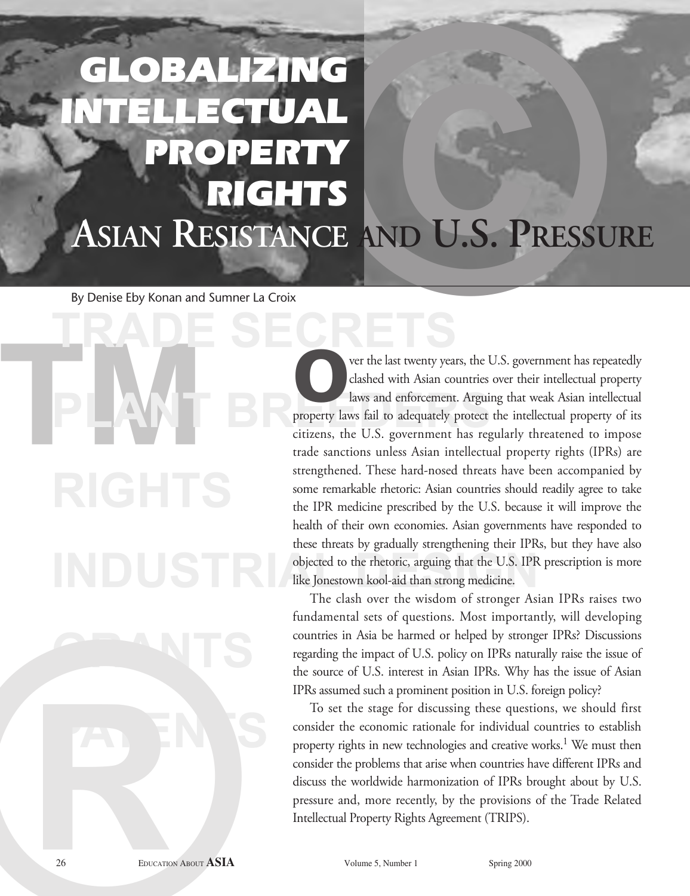# GLOBALIZING INTELLECTUAL PROPERTY RIGHTS

## ASIAN RESISTANCE AND U.S. PRESSURE

By Denise Eby Konan and Sumner La Croix

Over the last twenty years, the U.S. government has repeatedly clashed with Asian countries over their intellectual property laws and enforcement. Arguing that weak Asian intellectual property laws fail to adequately protect the intellectual property of its citizens, the U.S. government has regularly threatened to impose trade sanctions unless Asian intellectual property rights (IPRs) are strengthened. These hard-nosed threats have been accompanied by some remarkable rhetoric: Asian countries should readily agree to take the IPR medicine prescribed by the U.S. because it will improve the health of their own economies. Asian governments have responded to these threats by gradually strengthening their IPRs, but they have also objected to the rhetoric, arguing that the U.S. IPR prescription is more like Jonestown kool-aid than strong medicine.

The clash over the wisdom of stronger Asian IPRs raises two fundamental sets of questions. Most importantly, will developing countries in Asia be harmed or helped by stronger IPRs? Discussions regarding the impact of U.S. policy on IPRs naturally raise the issue of the source of U.S. interest in Asian IPRs. Why has the issue of Asian IPRs assumed such a prominent position in U.S. foreign policy?

To set the stage for discussing these questions, we should first consider the economic rationale for individual countries to establish property rights in new technologies and creative works.[1] We must then consider the problems that arise when countries have different IPRs and discuss the worldwide harmonization of IPRs brought about by U.S. pressure and, more recently, by the provisions of the Trade Related Intellectual Property Rights Agreement (TRIPS).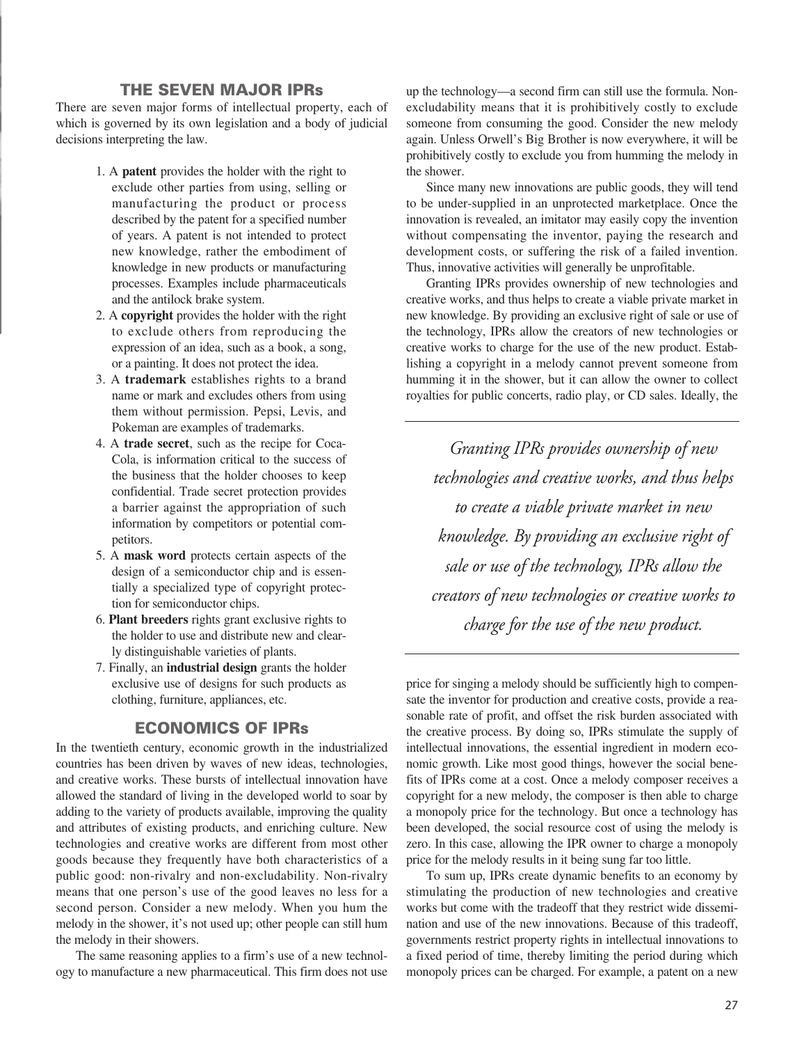## THE SEVEN MAJOR IPRs

There are seven major forms of intellectual property, each of which is governed by its own legislation and a body of judicial decisions interpreting the law.

1. A **patent** provides the holder with the right to exclude other parties from using, selling or manufacturing the product or process described by the patent for a specified number of years. A patent is not intended to protect new knowledge, rather the embodiment of knowledge in new products or manufacturing processes. Examples include pharmaceuticals and the antilock brake system.
2. A **copyright** provides the holder with the right to exclude others from reproducing the expression of an idea, such as a book, a song, or a painting. It does not protect the idea.
3. A **trademark** establishes rights to a brand name or mark and excludes others from using them without permission. Pepsi, Levis, and Pokeman are examples of trademarks.
4. A **trade secret**, such as the recipe for Coca-Cola, is information critical to the success of the business that the holder chooses to keep confidential. Trade secret protection provides a barrier against the appropriation of such information by competitors or potential competitors.
5. A **mask word** protects certain aspects of the design of a semiconductor chip and is essentially a specialized type of copyright protection for semiconductor chips.
6. **Plant breeders** rights grant exclusive rights to the holder to use and distribute new and clearly distinguishable varieties of plants.
7. Finally, an **industrial design** grants the holder exclusive use of designs for such products as clothing, furniture, appliances, etc.

## ECONOMICS OF IPRs

In the twentieth century, economic growth in the industrialized countries has been driven by waves of new ideas, technologies, and creative works. These bursts of intellectual innovation have allowed the standard of living in the developed world to soar by adding to the variety of products available, improving the quality and attributes of existing products, and enriching culture. New technologies and creative works are different from most other goods because they frequently have both characteristics of a public good: non-rivalry and non-excludability. Non-rivalry means that one person's use of the good leaves no less for a second person. Consider a new melody. When you hum the melody in the shower, it's not used up; other people can still hum the melody in their showers.

The same reasoning applies to a firm's use of a new technology to manufacture a new pharmaceutical. This firm does not use up the technology—a second firm can still use the formula. Non-excludability means that it is prohibitively costly to exclude someone from consuming the good. Consider the new melody again. Unless Orwell's Big Brother is now everywhere, it will be prohibitively costly to exclude you from humming the melody in the shower.

Since many new innovations are public goods, they will tend to be under-supplied in an unprotected marketplace. Once the innovation is revealed, an imitator may easily copy the invention without compensating the inventor, paying the research and development costs, or suffering the risk of a failed invention. Thus, innovative activities will generally be unprofitable.

Granting IPRs provides ownership of new technologies and creative works, and thus helps to create a viable private market in new knowledge. By providing an exclusive right of sale or use of the technology, IPRs allow the creators of new technologies or creative works to charge for the use of the new product. Establishing a copyright in a melody cannot prevent someone from humming it in the shower, but it can allow the owner to collect royalties for public concerts, radio play, or CD sales. Ideally, the price for singing a melody should be sufficiently high to compensate the inventor for production and creative costs, provide a reasonable rate of profit, and offset the risk burden associated with the creative process. By doing so, IPRs stimulate the supply of intellectual innovations, the essential ingredient in modern economic growth. Like most good things, however the social benefits of IPRs come at a cost. Once a melody composer receives a copyright for a new melody, the composer is then able to charge a monopoly price for the technology. But once a technology has been developed, the social resource cost of using the melody is zero. In this case, allowing the IPR owner to charge a monopoly price for the melody results in it being sung far too little.

> *Granting IPRs provides ownership of new technologies and creative works, and thus helps to create a viable private market in new knowledge. By providing an exclusive right of sale or use of the technology, IPRs allow the creators of new technologies or creative works to charge for the use of the new product.*

To sum up, IPRs create dynamic benefits to an economy by stimulating the production of new technologies and creative works but come with the tradeoff that they restrict wide dissemination and use of the new innovations. Because of this tradeoff, governments restrict property rights in intellectual innovations to a fixed period of time, thereby limiting the period during which monopoly prices can be charged. For example, a patent on a new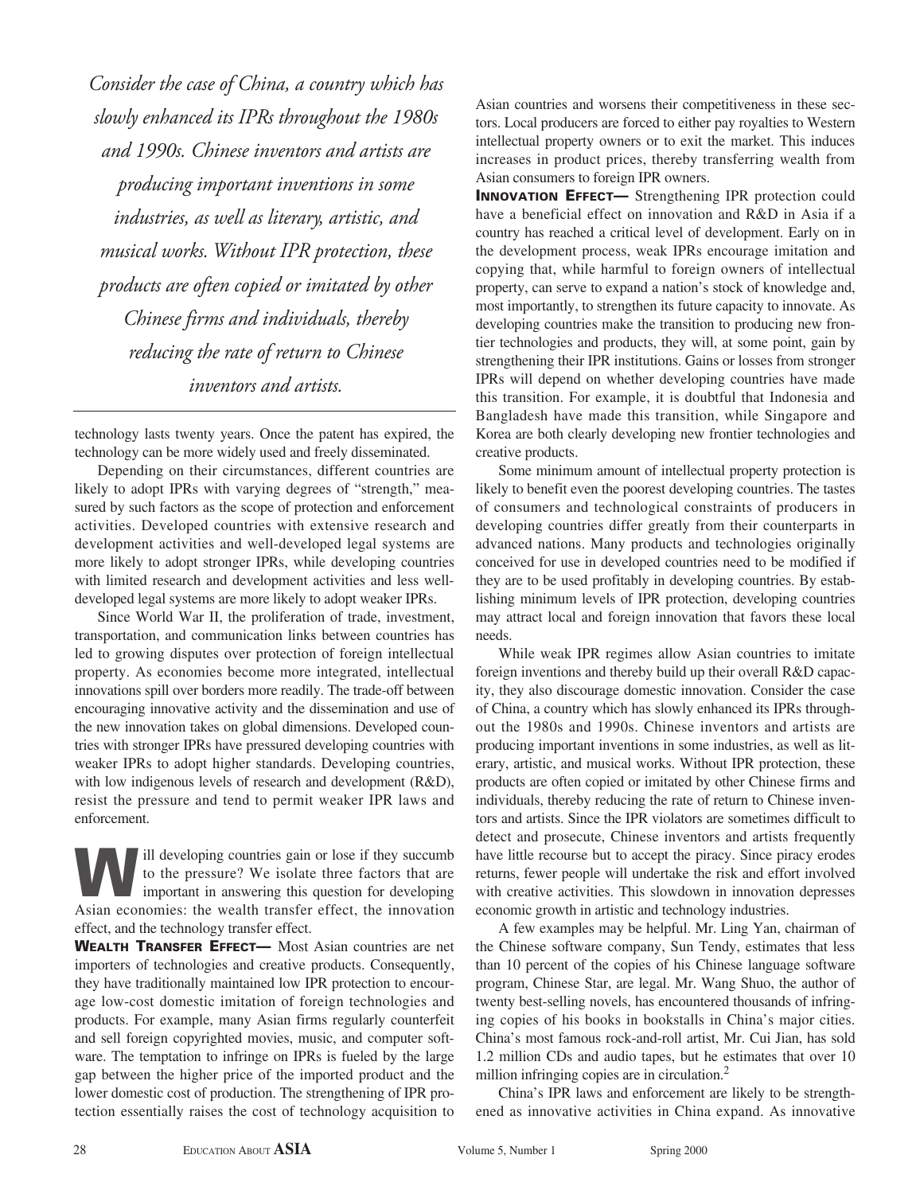*Consider the case of China, a country which has slowly enhanced its IPRs throughout the 1980s and 1990s. Chinese inventors and artists are producing important inventions in some industries, as well as literary, artistic, and musical works. Without IPR protection, these products are often copied or imitated by other Chinese firms and individuals, thereby reducing the rate of return to Chinese inventors and artists.*

technology lasts twenty years. Once the patent has expired, the technology can be more widely used and freely disseminated.

Depending on their circumstances, different countries are likely to adopt IPRs with varying degrees of "strength," measured by such factors as the scope of protection and enforcement activities. Developed countries with extensive research and development activities and well-developed legal systems are more likely to adopt stronger IPRs, while developing countries with limited research and development activities and less well-developed legal systems are more likely to adopt weaker IPRs.

Since World War II, the proliferation of trade, investment, transportation, and communication links between countries has led to growing disputes over protection of foreign intellectual property. As economies become more integrated, intellectual innovations spill over borders more readily. The trade-off between encouraging innovative activity and the dissemination and use of the new innovation takes on global dimensions. Developed countries with stronger IPRs have pressured developing countries with weaker IPRs to adopt higher standards. Developing countries, with low indigenous levels of research and development (R&D), resist the pressure and tend to permit weaker IPR laws and enforcement.

Will developing countries gain or lose if they succumb to the pressure? We isolate three factors that are important in answering this question for developing Asian economies: the wealth transfer effect, the innovation effect, and the technology transfer effect.

**WEALTH TRANSFER EFFECT—** Most Asian countries are net importers of technologies and creative products. Consequently, they have traditionally maintained low IPR protection to encourage low-cost domestic imitation of foreign technologies and products. For example, many Asian firms regularly counterfeit and sell foreign copyrighted movies, music, and computer software. The temptation to infringe on IPRs is fueled by the large gap between the higher price of the imported product and the lower domestic cost of production. The strengthening of IPR protection essentially raises the cost of technology acquisition to Asian countries and worsens their competitiveness in these sectors. Local producers are forced to either pay royalties to Western intellectual property owners or to exit the market. This induces increases in product prices, thereby transferring wealth from Asian consumers to foreign IPR owners.

**INNOVATION EFFECT—** Strengthening IPR protection could have a beneficial effect on innovation and R&D in Asia if a country has reached a critical level of development. Early on in the development process, weak IPRs encourage imitation and copying that, while harmful to foreign owners of intellectual property, can serve to expand a nation's stock of knowledge and, most importantly, to strengthen its future capacity to innovate. As developing countries make the transition to producing new frontier technologies and products, they will, at some point, gain by strengthening their IPR institutions. Gains or losses from stronger IPRs will depend on whether developing countries have made this transition. For example, it is doubtful that Indonesia and Bangladesh have made this transition, while Singapore and Korea are both clearly developing new frontier technologies and creative products.

Some minimum amount of intellectual property protection is likely to benefit even the poorest developing countries. The tastes of consumers and technological constraints of producers in developing countries differ greatly from their counterparts in advanced nations. Many products and technologies originally conceived for use in developed countries need to be modified if they are to be used profitably in developing countries. By establishing minimum levels of IPR protection, developing countries may attract local and foreign innovation that favors these local needs.

While weak IPR regimes allow Asian countries to imitate foreign inventions and thereby build up their overall R&D capacity, they also discourage domestic innovation. Consider the case of China, a country which has slowly enhanced its IPRs throughout the 1980s and 1990s. Chinese inventors and artists are producing important inventions in some industries, as well as literary, artistic, and musical works. Without IPR protection, these products are often copied or imitated by other Chinese firms and individuals, thereby reducing the rate of return to Chinese inventors and artists. Since the IPR violators are sometimes difficult to detect and prosecute, Chinese inventors and artists frequently have little recourse but to accept the piracy. Since piracy erodes returns, fewer people will undertake the risk and effort involved with creative activities. This slowdown in innovation depresses economic growth in artistic and technology industries.

A few examples may be helpful. Mr. Ling Yan, chairman of the Chinese software company, Sun Tendy, estimates that less than 10 percent of the copies of his Chinese language software program, Chinese Star, are legal. Mr. Wang Shuo, the author of twenty best-selling novels, has encountered thousands of infringing copies of his books in bookstalls in China's major cities. China's most famous rock-and-roll artist, Mr. Cui Jian, has sold 1.2 million CDs and audio tapes, but he estimates that over 10 million infringing copies are in circulation.[2]

China's IPR laws and enforcement are likely to be strengthened as innovative activities in China expand. As innovative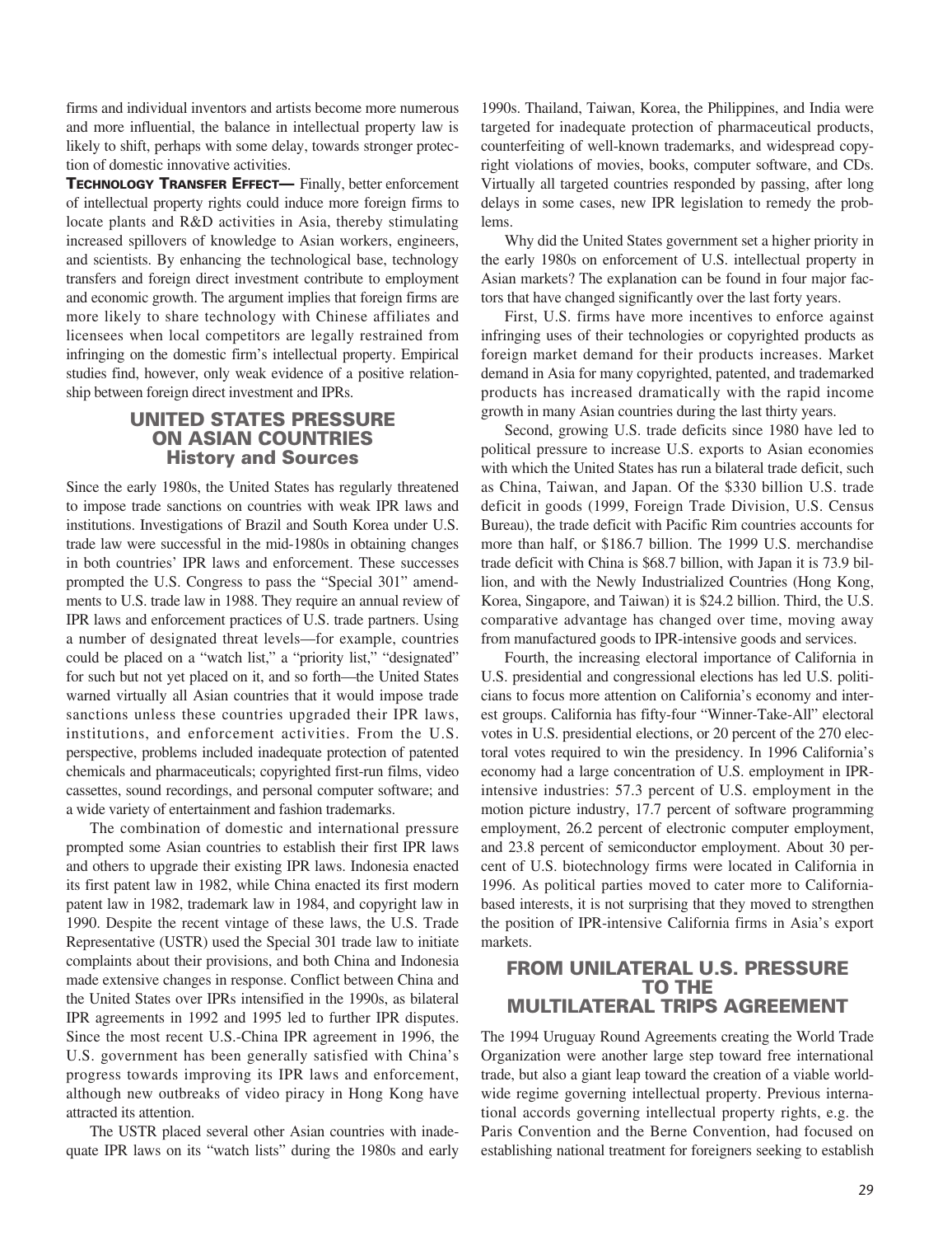firms and individual inventors and artists become more numerous and more influential, the balance in intellectual property law is likely to shift, perhaps with some delay, towards stronger protection of domestic innovative activities.

**Technology Transfer Effect—** Finally, better enforcement of intellectual property rights could induce more foreign firms to locate plants and R&D activities in Asia, thereby stimulating increased spillovers of knowledge to Asian workers, engineers, and scientists. By enhancing the technological base, technology transfers and foreign direct investment contribute to employment and economic growth. The argument implies that foreign firms are more likely to share technology with Chinese affiliates and licensees when local competitors are legally restrained from infringing on the domestic firm's intellectual property. Empirical studies find, however, only weak evidence of a positive relationship between foreign direct investment and IPRs.

## UNITED STATES PRESSURE ON ASIAN COUNTRIES

### History and Sources

Since the early 1980s, the United States has regularly threatened to impose trade sanctions on countries with weak IPR laws and institutions. Investigations of Brazil and South Korea under U.S. trade law were successful in the mid-1980s in obtaining changes in both countries' IPR laws and enforcement. These successes prompted the U.S. Congress to pass the "Special 301" amendments to U.S. trade law in 1988. They require an annual review of IPR laws and enforcement practices of U.S. trade partners. Using a number of designated threat levels—for example, countries could be placed on a "watch list," a "priority list," "designated" for such but not yet placed on it, and so forth—the United States warned virtually all Asian countries that it would impose trade sanctions unless these countries upgraded their IPR laws, institutions, and enforcement activities. From the U.S. perspective, problems included inadequate protection of patented chemicals and pharmaceuticals; copyrighted first-run films, video cassettes, sound recordings, and personal computer software; and a wide variety of entertainment and fashion trademarks.

The combination of domestic and international pressure prompted some Asian countries to establish their first IPR laws and others to upgrade their existing IPR laws. Indonesia enacted its first patent law in 1982, while China enacted its first modern patent law in 1982, trademark law in 1984, and copyright law in 1990. Despite the recent vintage of these laws, the U.S. Trade Representative (USTR) used the Special 301 trade law to initiate complaints about their provisions, and both China and Indonesia made extensive changes in response. Conflict between China and the United States over IPRs intensified in the 1990s, as bilateral IPR agreements in 1992 and 1995 led to further IPR disputes. Since the most recent U.S.-China IPR agreement in 1996, the U.S. government has been generally satisfied with China's progress towards improving its IPR laws and enforcement, although new outbreaks of video piracy in Hong Kong have attracted its attention.

The USTR placed several other Asian countries with inadequate IPR laws on its "watch lists" during the 1980s and early 1990s. Thailand, Taiwan, Korea, the Philippines, and India were targeted for inadequate protection of pharmaceutical products, counterfeiting of well-known trademarks, and widespread copyright violations of movies, books, computer software, and CDs. Virtually all targeted countries responded by passing, after long delays in some cases, new IPR legislation to remedy the problems.

Why did the United States government set a higher priority in the early 1980s on enforcement of U.S. intellectual property in Asian markets? The explanation can be found in four major factors that have changed significantly over the last forty years.

First, U.S. firms have more incentives to enforce against infringing uses of their technologies or copyrighted products as foreign market demand for their products increases. Market demand in Asia for many copyrighted, patented, and trademarked products has increased dramatically with the rapid income growth in many Asian countries during the last thirty years.

Second, growing U.S. trade deficits since 1980 have led to political pressure to increase U.S. exports to Asian economies with which the United States has run a bilateral trade deficit, such as China, Taiwan, and Japan. Of the $330 billion U.S. trade deficit in goods (1999, Foreign Trade Division, U.S. Census Bureau), the trade deficit with Pacific Rim countries accounts for more than half, or $186.7 billion. The 1999 U.S. merchandise trade deficit with China is $68.7 billion, with Japan it is 73.9 billion, and with the Newly Industrialized Countries (Hong Kong, Korea, Singapore, and Taiwan) it is $24.2 billion. Third, the U.S. comparative advantage has changed over time, moving away from manufactured goods to IPR-intensive goods and services.

Fourth, the increasing electoral importance of California in U.S. presidential and congressional elections has led U.S. politicians to focus more attention on California's economy and interest groups. California has fifty-four "Winner-Take-All" electoral votes in U.S. presidential elections, or 20 percent of the 270 electoral votes required to win the presidency. In 1996 California's economy had a large concentration of U.S. employment in IPR-intensive industries: 57.3 percent of U.S. employment in the motion picture industry, 17.7 percent of software programming employment, 26.2 percent of electronic computer employment, and 23.8 percent of semiconductor employment. About 30 percent of U.S. biotechnology firms were located in California in 1996. As political parties moved to cater more to California-based interests, it is not surprising that they moved to strengthen the position of IPR-intensive California firms in Asia's export markets.

## FROM UNILATERAL U.S. PRESSURE TO THE MULTILATERAL TRIPS AGREEMENT

The 1994 Uruguay Round Agreements creating the World Trade Organization were another large step toward free international trade, but also a giant leap toward the creation of a viable worldwide regime governing intellectual property. Previous international accords governing intellectual property rights, e.g. the Paris Convention and the Berne Convention, had focused on establishing national treatment for foreigners seeking to establish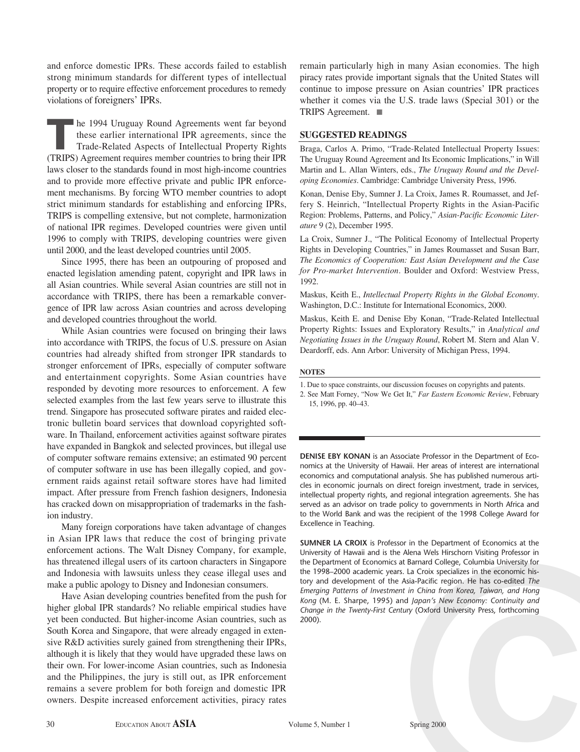and enforce domestic IPRs. These accords failed to establish strong minimum standards for different types of intellectual property or to require effective enforcement procedures to remedy violations of foreigners' IPRs.

The 1994 Uruguay Round Agreements went far beyond these earlier international IPR agreements, since the Trade-Related Aspects of Intellectual Property Rights (TRIPS) Agreement requires member countries to bring their IPR laws closer to the standards found in most high-income countries and to provide more effective private and public IPR enforcement mechanisms. By forcing WTO member countries to adopt strict minimum standards for establishing and enforcing IPRs, TRIPS is compelling extensive, but not complete, harmonization of national IPR regimes. Developed countries were given until 1996 to comply with TRIPS, developing countries were given until 2000, and the least developed countries until 2005.

Since 1995, there has been an outpouring of proposed and enacted legislation amending patent, copyright and IPR laws in all Asian countries. While several Asian countries are still not in accordance with TRIPS, there has been a remarkable convergence of IPR law across Asian countries and across developing and developed countries throughout the world.

While Asian countries were focused on bringing their laws into accordance with TRIPS, the focus of U.S. pressure on Asian countries had already shifted from stronger IPR standards to stronger enforcement of IPRs, especially of computer software and entertainment copyrights. Some Asian countries have responded by devoting more resources to enforcement. A few selected examples from the last few years serve to illustrate this trend. Singapore has prosecuted software pirates and raided electronic bulletin board services that download copyrighted software. In Thailand, enforcement activities against software pirates have expanded in Bangkok and selected provinces, but illegal use of computer software remains extensive; an estimated 90 percent of computer software in use has been illegally copied, and government raids against retail software stores have had limited impact. After pressure from French fashion designers, Indonesia has cracked down on misappropriation of trademarks in the fashion industry.

Many foreign corporations have taken advantage of changes in Asian IPR laws that reduce the cost of bringing private enforcement actions. The Walt Disney Company, for example, has threatened illegal users of its cartoon characters in Singapore and Indonesia with lawsuits unless they cease illegal uses and make a public apology to Disney and Indonesian consumers.

Have Asian developing countries benefited from the push for higher global IPR standards? No reliable empirical studies have yet been conducted. But higher-income Asian countries, such as South Korea and Singapore, that were already engaged in extensive R&D activities surely gained from strengthening their IPRs, although it is likely that they would have upgraded these laws on their own. For lower-income Asian countries, such as Indonesia and the Philippines, the jury is still out, as IPR enforcement remains a severe problem for both foreign and domestic IPR owners. Despite increased enforcement activities, piracy rates remain particularly high in many Asian economies. The high piracy rates provide important signals that the United States will continue to impose pressure on Asian countries' IPR practices whether it comes via the U.S. trade laws (Special 301) or the TRIPS Agreement. ■

## SUGGESTED READINGS

Braga, Carlos A. Primo, "Trade-Related Intellectual Property Issues: The Uruguay Round Agreement and Its Economic Implications," in Will Martin and L. Allan Winters, eds., *The Uruguay Round and the Developing Economies*. Cambridge: Cambridge University Press, 1996.

Konan, Denise Eby, Sumner J. La Croix, James R. Roumasset, and Jeffery S. Heinrich, "Intellectual Property Rights in the Asian-Pacific Region: Problems, Patterns, and Policy," *Asian-Pacific Economic Literature* 9 (2), December 1995.

La Croix, Sumner J., "The Political Economy of Intellectual Property Rights in Developing Countries," in James Roumasset and Susan Barr, *The Economics of Cooperation: East Asian Development and the Case for Pro-market Intervention*. Boulder and Oxford: Westview Press, 1992.

Maskus, Keith E., *Intellectual Property Rights in the Global Economy*. Washington, D.C.: Institute for International Economics, 2000.

Maskus, Keith E. and Denise Eby Konan, "Trade-Related Intellectual Property Rights: Issues and Exploratory Results," in *Analytical and Negotiating Issues in the Uruguay Round*, Robert M. Stern and Alan V. Deardorff, eds. Ann Arbor: University of Michigan Press, 1994.

## NOTES

1. Due to space constraints, our discussion focuses on copyrights and patents.
2. See Matt Forney, "Now We Get It," *Far Eastern Economic Review*, February 15, 1996, pp. 40–43.

**DENISE EBY KONAN** is an Associate Professor in the Department of Economics at the University of Hawaii. Her areas of interest are international economics and computational analysis. She has published numerous articles in economic journals on direct foreign investment, trade in services, intellectual property rights, and regional integration agreements. She has served as an advisor on trade policy to governments in North Africa and to the World Bank and was the recipient of the 1998 College Award for Excellence in Teaching.

**SUMNER LA CROIX** is Professor in the Department of Economics at the University of Hawaii and is the Alena Wels Hirschorn Visiting Professor in the Department of Economics at Barnard College, Columbia University for the 1998–2000 academic years. La Croix specializes in the economic history and development of the Asia-Pacific region. He has co-edited *The Emerging Patterns of Investment in China from Korea, Taiwan, and Hong Kong* (M. E. Sharpe, 1995) and *Japan's New Economy: Continuity and Change in the Twenty-First Century* (Oxford University Press, forthcoming 2000).